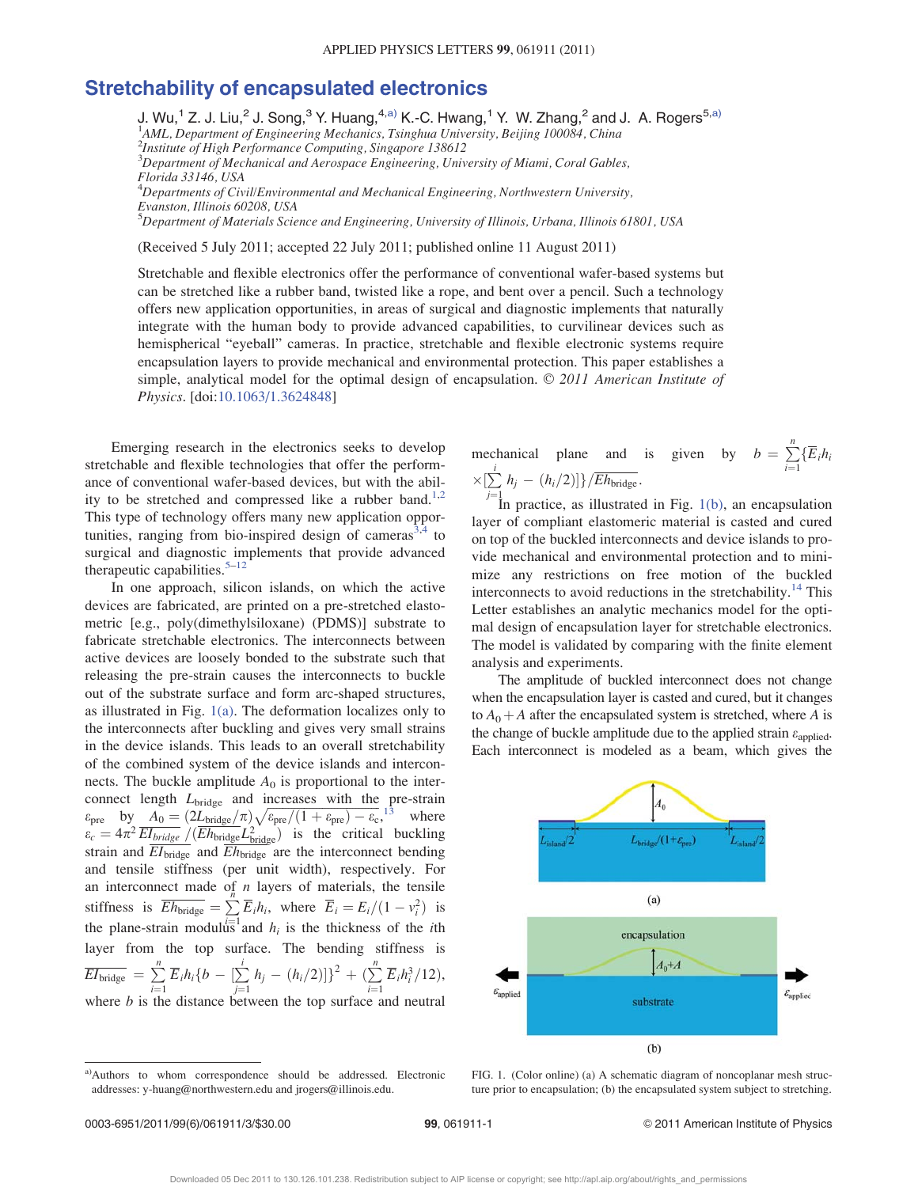# Stretchability of encapsulated electronics

J. Wu,[1] Z. J. Liu,[2] J. Song,[3] Y. Huang,[4,a)] K.-C. Hwang,[1] Y. W. Zhang,[2] and J. A. Rogers[5,a)]

[1]AML, Department of Engineering Mechanics, Tsinghua University, Beijing 100084, China
[2]Institute of High Performance Computing, Singapore 138612
[3]Department of Mechanical and Aerospace Engineering, University of Miami, Coral Gables, Florida 33146, USA
[4]Departments of Civil/Environmental and Mechanical Engineering, Northwestern University, Evanston, Illinois 60208, USA
[5]Department of Materials Science and Engineering, University of Illinois, Urbana, Illinois 61801, USA

(Received 5 July 2011; accepted 22 July 2011; published online 11 August 2011)

Stretchable and flexible electronics offer the performance of conventional wafer-based systems but can be stretched like a rubber band, twisted like a rope, and bent over a pencil. Such a technology offers new application opportunities, in areas of surgical and diagnostic implements that naturally integrate with the human body to provide advanced capabilities, to curvilinear devices such as hemispherical "eyeball" cameras. In practice, stretchable and flexible electronic systems require encapsulation layers to provide mechanical and environmental protection. This paper establishes a simple, analytical model for the optimal design of encapsulation. © 2011 American Institute of Physics. [doi:10.1063/1.3624848]

Emerging research in the electronics seeks to develop stretchable and flexible technologies that offer the performance of conventional wafer-based devices, but with the ability to be stretched and compressed like a rubber band.[1,2] This type of technology offers many new application opportunities, ranging from bio-inspired design of cameras[3,4] to surgical and diagnostic implements that provide advanced therapeutic capabilities.[5–12]

In one approach, silicon islands, on which the active devices are fabricated, are printed on a pre-stretched elastomeric [e.g., poly(dimethylsiloxane) (PDMS)] substrate to fabricate stretchable electronics. The interconnects between active devices are loosely bonded to the substrate such that releasing the pre-strain causes the interconnects to buckle out of the substrate surface and form arc-shaped structures, as illustrated in Fig. 1(a). The deformation localizes only to the interconnects after buckling and gives very small strains in the device islands. This leads to an overall stretchability of the combined system of the device islands and interconnects. The buckle amplitude $A_0$ is proportional to the interconnect length $L_{\text{bridge}}$ and increases with the pre-strain $\varepsilon_{\text{pre}}$ by $A_0 = (2L_{\text{bridge}}/\pi)\sqrt{\varepsilon_{\text{pre}}/(1+\varepsilon_{\text{pre}}) - \varepsilon_c}$,[13] where $\varepsilon_c = 4\pi^2 \overline{EI}_{bridge}/(\overline{Eh}_{\text{bridge}} L_{\text{bridge}}^2)$ is the critical buckling strain and $\overline{EI}_{\text{bridge}}$ and $\overline{Eh}_{\text{bridge}}$ are the interconnect bending and tensile stiffness (per unit width), respectively. For an interconnect made of $n$ layers of materials, the tensile stiffness is $\overline{Eh}_{\text{bridge}} = \sum_{i=1}^{n} \bar{E}_i h_i$, where $\bar{E}_i = E_i/(1-\nu_i^2)$ is the plane-strain modulus and $h_i$ is the thickness of the $i$th layer from the top surface. The bending stiffness is $\overline{EI}_{\text{bridge}} = \sum_{i=1}^{n} \bar{E}_i h_i \{b - [\sum_{j=1}^{i} h_j - (h_i/2)]\}^2 + (\sum_{i=1}^{n} \bar{E}_i h_i^3/12)$, where $b$ is the distance between the top surface and neutral mechanical plane and is given by $b = \sum_{i=1}^{n}\{\bar{E}_i h_i \times [\sum_{j=1}^{i} h_j - (h_i/2)]\}/\overline{Eh}_{\text{bridge}}$.

In practice, as illustrated in Fig. 1(b), an encapsulation layer of compliant elastomeric material is casted and cured on top of the buckled interconnects and device islands to provide mechanical and environmental protection and to minimize any restrictions on free motion of the buckled interconnects to avoid reductions in the stretchability.[14] This Letter establishes an analytic mechanics model for the optimal design of encapsulation layer for stretchable electronics. The model is validated by comparing with the finite element analysis and experiments.

The amplitude of buckled interconnect does not change when the encapsulation layer is casted and cured, but it changes to $A_0 + A$ after the encapsulated system is stretched, where $A$ is the change of buckle amplitude due to the applied strain $\varepsilon_{\text{applied}}$. Each interconnect is modeled as a beam, which gives the

FIG. 1. (Color online) (a) A schematic diagram of noncoplanar mesh structure prior to encapsulation; (b) the encapsulated system subject to stretching.

a)Authors to whom correspondence should be addressed. Electronic addresses: y-huang@northwestern.edu and jrogers@illinois.edu.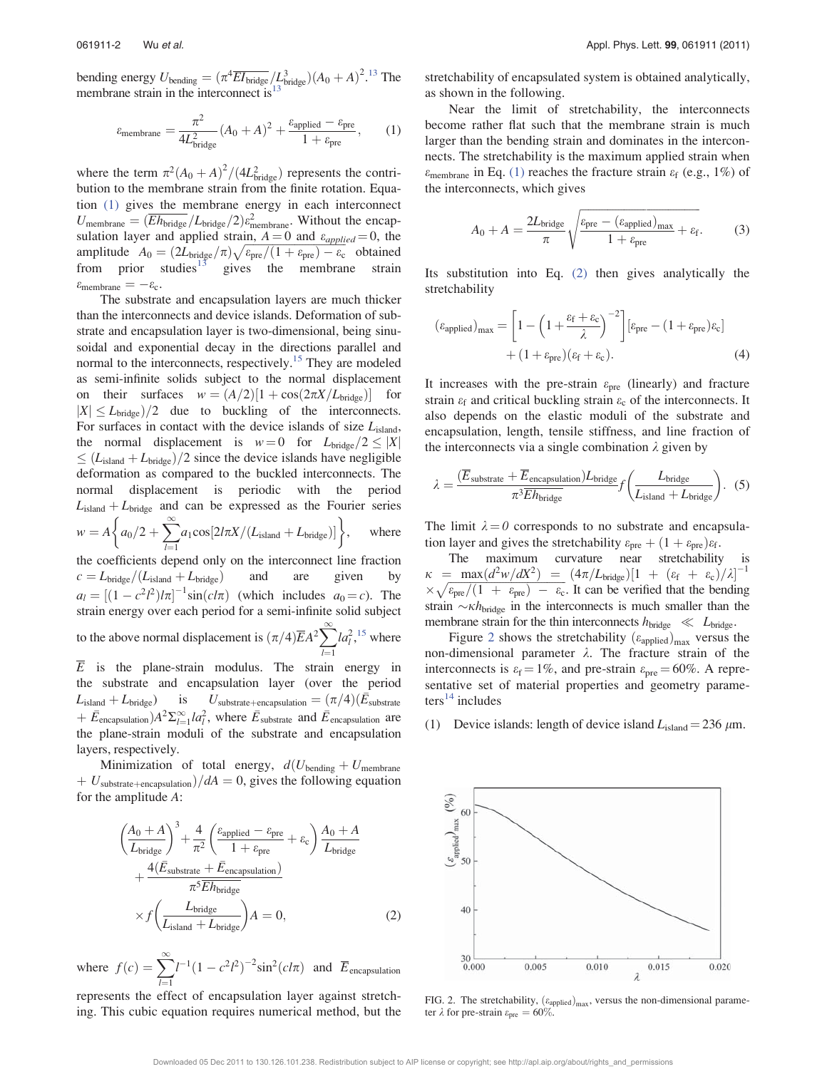bending energy $U_{\text{bending}} = (\pi^4 \overline{EI_{\text{bridge}}}/L_{\text{bridge}}^3)(A_0 + A)^2$.[13] The membrane strain in the interconnect is[13]

$$\varepsilon_{\text{membrane}} = \frac{\pi^2}{4L_{\text{bridge}}^2}(A_0 + A)^2 + \frac{\varepsilon_{\text{applied}} - \varepsilon_{\text{pre}}}{1 + \varepsilon_{\text{pre}}}, \qquad (1)$$

where the term $\pi^2(A_0 + A)^2/(4L_{\text{bridge}}^2)$ represents the contribution to the membrane strain from the finite rotation. Equation (1) gives the membrane energy in each interconnect $U_{\text{membrane}} = (\overline{Eh_{\text{bridge}}}/L_{\text{bridge}}/2)\varepsilon_{\text{membrane}}^2$. Without the encapsulation layer and applied strain, $A = 0$ and $\varepsilon_{applied} = 0$, the amplitude $A_0 = (2L_{\text{bridge}}/\pi)\sqrt{\varepsilon_{\text{pre}}/(1+\varepsilon_{\text{pre}}) - \varepsilon_{\text{c}}}$ obtained from prior studies[13] gives the membrane strain $\varepsilon_{\text{membrane}} = -\varepsilon_{\text{c}}$.

The substrate and encapsulation layers are much thicker than the interconnects and device islands. Deformation of substrate and encapsulation layer is two-dimensional, being sinusoidal and exponential decay in the directions parallel and normal to the interconnects, respectively.[15] They are modeled as semi-infinite solids subject to the normal displacement on their surfaces $w = (A/2)[1 + \cos(2\pi X/L_{\text{bridge}})]$ for $|X| \le L_{\text{bridge}})/2$ due to buckling of the interconnects. For surfaces in contact with the device islands of size $L_{\text{island}}$, the normal displacement is $w = 0$ for $L_{\text{bridge}}/2 \le |X| \le (L_{\text{island}} + L_{\text{bridge}})/2$ since the device islands have negligible deformation as compared to the buckled interconnects. The normal displacement is periodic with the period $L_{\text{island}} + L_{\text{bridge}}$ and can be expressed as the Fourier series $w = A\left\{a_0/2 + \sum_{l=1}^{\infty} a_1 \cos[2l\pi X/(L_{\text{island}} + L_{\text{bridge}})]\right\}$, where the coefficients depend only on the interconnect line fraction $c = L_{\text{bridge}}/(L_{\text{island}} + L_{\text{bridge}})$ and are given by $a_l = [(1 - c^2l^2)l\pi]^{-1}\sin(cl\pi)$ (which includes $a_0 = c$). The strain energy over each period for a semi-infinite solid subject to the above normal displacement is $(\pi/4)\overline{E}A^2\sum_{l=1}^{\infty} la_l^2$,[15] where $\overline{E}$ is the plane-strain modulus. The strain energy in the substrate and encapsulation layer (over the period $L_{\text{island}} + L_{\text{bridge}}$) is $U_{\text{substrate+encapsulation}} = (\pi/4)(\bar{E}_{\text{substrate}} + \bar{E}_{\text{encapsulation}})A^2\sum_{l=1}^{\infty} la_l^2$, where $\bar{E}_{\text{substrate}}$ and $\bar{E}_{\text{encapsulation}}$ are the plane-strain moduli of the substrate and encapsulation layers, respectively.

Minimization of total energy, $d(U_{\text{bending}} + U_{\text{membrane}} + U_{\text{substrate+encapsulation}})/dA = 0$, gives the following equation for the amplitude $A$:

$$\left(\frac{A_0 + A}{L_{\text{bridge}}}\right)^3 + \frac{4}{\pi^2}\left(\frac{\varepsilon_{\text{applied}} - \varepsilon_{\text{pre}}}{1 + \varepsilon_{\text{pre}}} + \varepsilon_{\text{c}}\right)\frac{A_0 + A}{L_{\text{bridge}}} + \frac{4(\bar{E}_{\text{substrate}} + \bar{E}_{\text{encapsulation}})}{\pi^5 \overline{Eh_{\text{bridge}}}} \times f\left(\frac{L_{\text{bridge}}}{L_{\text{island}} + L_{\text{bridge}}}\right)A = 0, \qquad (2)$$

where $f(c) = \sum_{l=1}^{\infty} l^{-1}(1 - c^2l^2)^{-2}\sin^2(cl\pi)$ and $\overline{E}_{\text{encapsulation}}$ represents the effect of encapsulation layer against stretching. This cubic equation requires numerical method, but the stretchability of encapsulated system is obtained analytically, as shown in the following.

Near the limit of stretchability, the interconnects become rather flat such that the membrane strain is much larger than the bending strain and dominates in the interconnects. The stretchability is the maximum applied strain when $\varepsilon_{\text{membrane}}$ in Eq. (1) reaches the fracture strain $\varepsilon_{\text{f}}$ (e.g., 1%) of the interconnects, which gives

$$A_0 + A = \frac{2L_{\text{bridge}}}{\pi}\sqrt{\frac{\varepsilon_{\text{pre}} - (\varepsilon_{\text{applied}})_{\text{max}}}{1 + \varepsilon_{\text{pre}}} + \varepsilon_{\text{f}}}. \qquad (3)$$

Its substitution into Eq. (2) then gives analytically the stretchability

$$(\varepsilon_{\text{applied}})_{\text{max}} = \left[1 - \left(1 + \frac{\varepsilon_{\text{f}} + \varepsilon_{\text{c}}}{\lambda}\right)^{-2}\right][\varepsilon_{\text{pre}} - (1 + \varepsilon_{\text{pre}})\varepsilon_{\text{c}}] + (1 + \varepsilon_{\text{pre}})(\varepsilon_{\text{f}} + \varepsilon_{\text{c}}). \qquad (4)$$

It increases with the pre-strain $\varepsilon_{\text{pre}}$ (linearly) and fracture strain $\varepsilon_{\text{f}}$ and critical buckling strain $\varepsilon_{\text{c}}$ of the interconnects. It also depends on the elastic moduli of the substrate and encapsulation, length, tensile stiffness, and line fraction of the interconnects via a single combination $\lambda$ given by

$$\lambda = \frac{(\overline{E}_{\text{substrate}} + \overline{E}_{\text{encapsulation}})L_{\text{bridge}}}{\pi^3 \overline{Eh_{\text{bridge}}}} f\left(\frac{L_{\text{bridge}}}{L_{\text{island}} + L_{\text{bridge}}}\right). \quad (5)$$

The limit $\lambda = 0$ corresponds to no substrate and encapsulation layer and gives the stretchability $\varepsilon_{\text{pre}} + (1 + \varepsilon_{\text{pre}})\varepsilon_{\text{f}}$.

The maximum curvature near stretchability is $\kappa = \max(d^2w/dX^2) = (4\pi/L_{\text{bridge}})[1 + (\varepsilon_{\text{f}} + \varepsilon_{\text{c}})/\lambda]^{-1} \times \sqrt{\varepsilon_{\text{pre}}/(1 + \varepsilon_{\text{pre}}) - \varepsilon_{\text{c}}}$. It can be verified that the bending strain $\sim\kappa h_{\text{bridge}}$ in the interconnects is much smaller than the membrane strain for the thin interconnects $h_{\text{bridge}} \ll L_{\text{bridge}}$.

Figure 2 shows the stretchability $(\varepsilon_{\text{applied}})_{\text{max}}$ versus the non-dimensional parameter $\lambda$. The fracture strain of the interconnects is $\varepsilon_{\text{f}} = 1\%$, and pre-strain $\varepsilon_{\text{pre}} = 60\%$. A representative set of material properties and geometry parameters[14] includes

(1) Device islands: length of device island $L_{\text{island}} = 236\ \mu$m.

FIG. 2. The stretchability, $(\varepsilon_{\text{applied}})_{\text{max}}$, versus the non-dimensional parameter $\lambda$ for pre-strain $\varepsilon_{\text{pre}} = 60\%$.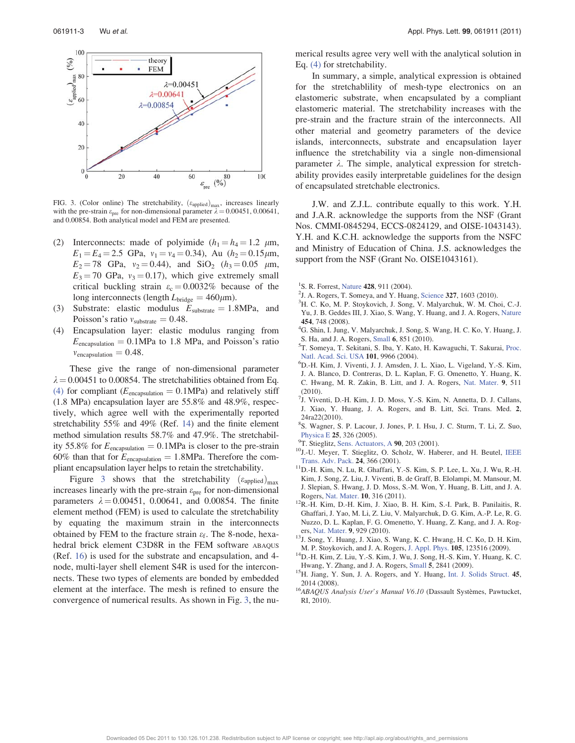100

$(\varepsilon_{applied})_{max}$ (%)

80

60

40

20

0

0 20 40 60 80 100

$\varepsilon_{pre}$ (%)

theory

FEM

$\lambda$=0.00451

$\lambda$=0.00641

$\lambda$=0.00854

FIG. 3. (Color online) The stretchability, $(\varepsilon_{applied})_{max}$, increases linearly with the pre-strain $\varepsilon_{pre}$ for non-dimensional parameter $\lambda = 0.00451$, 0.00641, and 0.00854. Both analytical model and FEM are presented.

(2) Interconnects: made of polyimide ($h_1 = h_4 = 1.2$ $\mu$m, $E_1 = E_4 = 2.5$ GPa, $\nu_1 = \nu_4 = 0.34$), Au ($h_2 = 0.15 \mu$m, $E_2 = 78$ GPa, $\nu_2 = 0.44$), and $SiO_2$ ($h_3 = 0.05$ $\mu$m, $E_3 = 70$ GPa, $\nu_3 = 0.17$), which give extremely small critical buckling strain $\varepsilon_c = 0.0032\%$ because of the long interconnects (length $L_{bridge} = 460 \mu$m).

(3) Substrate: elastic modulus $E_{substrate} = 1.8$MPa, and Poisson's ratio $\nu_{substrate} = 0.48$.

(4) Encapsulation layer: elastic modulus ranging from $E_{encapsulation} = 0.1$MPa to 1.8 MPa, and Poisson's ratio $\nu_{encapsulation} = 0.48$.

These give the range of non-dimensional parameter $\lambda = 0.00451$ to 0.00854. The stretchabilities obtained from Eq. (4) for compliant ($E_{encapsulation} = 0.1$MPa) and relatively stiff (1.8 MPa) encapsulation layer are 55.8% and 48.9%, respectively, which agree well with the experimentally reported stretchability 55% and 49% (Ref. 14) and the finite element method simulation results 58.7% and 47.9%. The stretchability 55.8% for $E_{encapsulation} = 0.1$MPa is closer to the pre-strain 60% than that for $E_{encapsulation} = 1.8$MPa. Therefore the compliant encapsulation layer helps to retain the stretchability.

Figure 3 shows that the stretchability $(\varepsilon_{applied})_{max}$ increases linearly with the pre-strain $\varepsilon_{pre}$ for non-dimensional parameters $\lambda = 0.00451$, 0.00641, and 0.00854. The finite element method (FEM) is used to calculate the stretchability by equating the maximum strain in the interconnects obtained by FEM to the fracture strain $\varepsilon_f$. The 8-node, hexahedral brick element C3D8R in the FEM software ABAQUS (Ref. 16) is used for the substrate and encapsulation, and 4-node, multi-layer shell element S4R is used for the interconnects. These two types of elements are bonded by embedded element at the interface. The mesh is refined to ensure the convergence of numerical results. As shown in Fig. 3, the numerical results agree very well with the analytical solution in Eq. (4) for stretchability.

In summary, a simple, analytical expression is obtained for the stretchability of mesh-type electronics on an elastomeric substrate, when encapsulated by a compliant elastomeric material. The stretchability increases with the pre-strain and the fracture strain of the interconnects. All other material and geometry parameters of the device islands, interconnects, substrate and encapsulation layer influence the stretchability via a single non-dimensional parameter $\lambda$. The simple, analytical expression for stretchability provides easily interpretable guidelines for the design of encapsulated stretchable electronics.

J.W. and Z.J.L. contribute equally to this work. Y.H. and J.A.R. acknowledge the supports from the NSF (Grant Nos. CMMI-0845294, ECCS-0824129, and OISE-1043143). Y.H. and K.C.H. acknowledge the supports from the NSFC and Ministry of Education of China. J.S. acknowledges the support from the NSF (Grant No. OISE1043161).

[1] S. R. Forrest, Nature **428**, 911 (2004).
[2] J. A. Rogers, T. Someya, and Y. Huang, Science **327**, 1603 (2010).
[3] H. C. Ko, M. P. Stoykovich, J. Song, V. Malyarchuk, W. M. Choi, C.-J. Yu, J. B. Geddes III, J. Xiao, S. Wang, Y. Huang, and J. A. Rogers, Nature **454**, 748 (2008).
[4] G. Shin, I. Jung, V. Malyarchuk, J. Song, S. Wang, H. C. Ko, Y. Huang, J. S. Ha, and J. A. Rogers, Small **6**, 851 (2010).
[5] T. Someya, T. Sekitani, S. Iba, Y. Kato, H. Kawaguchi, T. Sakurai, Proc. Natl. Acad. Sci. USA **101**, 9966 (2004).
[6] D.-H. Kim, J. Viventi, J. J. Amsden, J. L. Xiao, L. Vigeland, Y.-S. Kim, J. A. Blanco, D. Contreras, D. L. Kaplan, F. G. Omenetto, Y. Huang, K. C. Hwang, M. R. Zakin, B. Litt, and J. A. Rogers, Nat. Mater. **9**, 511 (2010).
[7] J. Viventi, D.-H. Kim, J. D. Moss, Y.-S. Kim, N. Annetta, D. J. Callans, J. Xiao, Y. Huang, J. A. Rogers, and B. Litt, Sci. Trans. Med. **2**, 24ra22(2010).
[8] S. Wagner, S. P. Lacour, J. Jones, P. I. Hsu, J. C. Sturm, T. Li, Z. Suo, Physica E **25**, 326 (2005).
[9] T. Stieglitz, Sens. Actuators, A **90**, 203 (2001).
[10] J.-U. Meyer, T. Stieglitz, O. Scholz, W. Haberer, and H. Beutel, IEEE Trans. Adv. Pack. **24**, 366 (2001).
[11] D.-H. Kim, N. Lu, R. Ghaffari, Y.-S. Kim, S. P. Lee, L. Xu, J. Wu, R.-H. Kim, J. Song, Z. Liu, J. Viventi, B. de Graff, B. Elolampi, M. Mansour, M. J. Slepian, S. Hwang, J. D. Moss, S.-M. Won, Y. Huang, B. Litt, and J. A. Rogers, Nat. Mater. **10**, 316 (2011).
[12] R.-H. Kim, D.-H. Kim, J. Xiao, B. H. Kim, S.-I. Park, B. Panilaitis, R. Ghaffari, J. Yao, M. Li, Z. Liu, V. Malyarchuk, D. G. Kim, A.-P. Le, R. G. Nuzzo, D. L. Kaplan, F. G. Omenetto, Y. Huang, Z. Kang, and J. A. Rogers, Nat. Mater. **9**, 929 (2010).
[13] J. Song, Y. Huang, J. Xiao, S. Wang, K. C. Hwang, H. C. Ko, D. H. Kim, M. P. Stoykovich, and J. A. Rogers, J. Appl. Phys. **105**, 123516 (2009).
[14] D.-H. Kim, Z. Liu, Y.-S. Kim, J. Wu, J. Song, H.-S. Kim, Y. Huang, K. C. Hwang, Y. Zhang, and J. A. Rogers, Small **5**, 2841 (2009).
[15] H. Jiang, Y. Sun, J. A. Rogers, and Y. Huang, Int. J. Solids Struct. **45**, 2014 (2008).
[16] *ABAQUS Analysis User's Manual V6.10* (Dassault Systèmes, Pawtucket, RI, 2010).